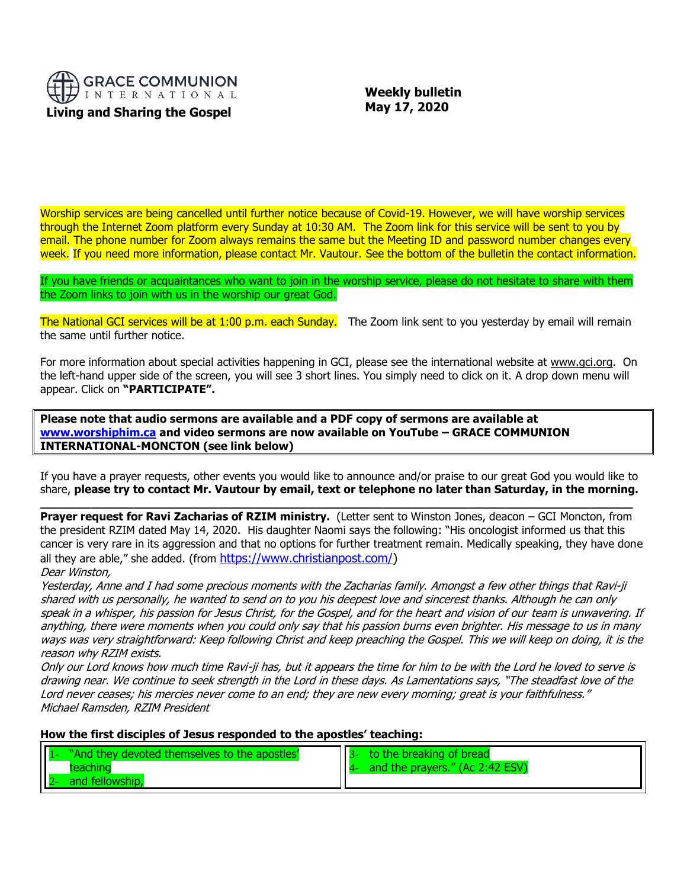**GRACE COMMUNION INTERNATIONAL**

**Living and Sharing the Gospel**

**Weekly bulletin**
**May 17, 2020**

Worship services are being cancelled until further notice because of Covid-19. However, we will have worship services through the Internet Zoom platform every Sunday at 10:30 AM. The Zoom link for this service will be sent to you by email. The phone number for Zoom always remains the same but the Meeting ID and password number changes every week. If you need more information, please contact Mr. Vautour. See the bottom of the bulletin the contact information.

If you have friends or acquaintances who want to join in the worship service, please do not hesitate to share with them the Zoom links to join with us in the worship our great God.

The National GCI services will be at 1:00 p.m. each Sunday. The Zoom link sent to you yesterday by email will remain the same until further notice.

For more information about special activities happening in GCI, please see the international website at www.gci.org. On the left-hand upper side of the screen, you will see 3 short lines. You simply need to click on it. A drop down menu will appear. Click on **"PARTICIPATE".**

**Please note that audio sermons are available and a PDF copy of sermons are available at [www.worshiphim.ca](www.worshiphim.ca) and video sermons are now available on YouTube – GRACE COMMUNION INTERNATIONAL-MONCTON (see link below)**

If you have a prayer requests, other events you would like to announce and/or praise to our great God you would like to share, **please try to contact Mr. Vautour by email, text or telephone no later than Saturday, in the morning.**

---

**Prayer request for Ravi Zacharias of RZIM ministry.** (Letter sent to Winston Jones, deacon – GCI Moncton, from the president RZIM dated May 14, 2020. His daughter Naomi says the following: "His oncologist informed us that this cancer is very rare in its aggression and that no options for further treatment remain. Medically speaking, they have done all they are able," she added. (from https://www.christianpost.com/)

*Dear Winston,*

*Yesterday, Anne and I had some precious moments with the Zacharias family. Amongst a few other things that Ravi-ji shared with us personally, he wanted to send on to you his deepest love and sincerest thanks. Although he can only speak in a whisper, his passion for Jesus Christ, for the Gospel, and for the heart and vision of our team is unwavering. If anything, there were moments when you could only say that his passion burns even brighter. His message to us in many ways was very straightforward: Keep following Christ and keep preaching the Gospel. This we will keep on doing, it is the reason why RZIM exists.*

*Only our Lord knows how much time Ravi-ji has, but it appears the time for him to be with the Lord he loved to serve is drawing near. We continue to seek strength in the Lord in these days. As Lamentations says, "The steadfast love of the Lord never ceases; his mercies never come to an end; they are new every morning; great is your faithfulness."*

*Michael Ramsden, RZIM President*

**How the first disciples of Jesus responded to the apostles' teaching:**

| | |
|---|---|
| 1- "And they devoted themselves to the apostles' teaching<br>2- and fellowship, | 3- to the breaking of bread<br>4- and the prayers." (Ac 2:42 ESV) |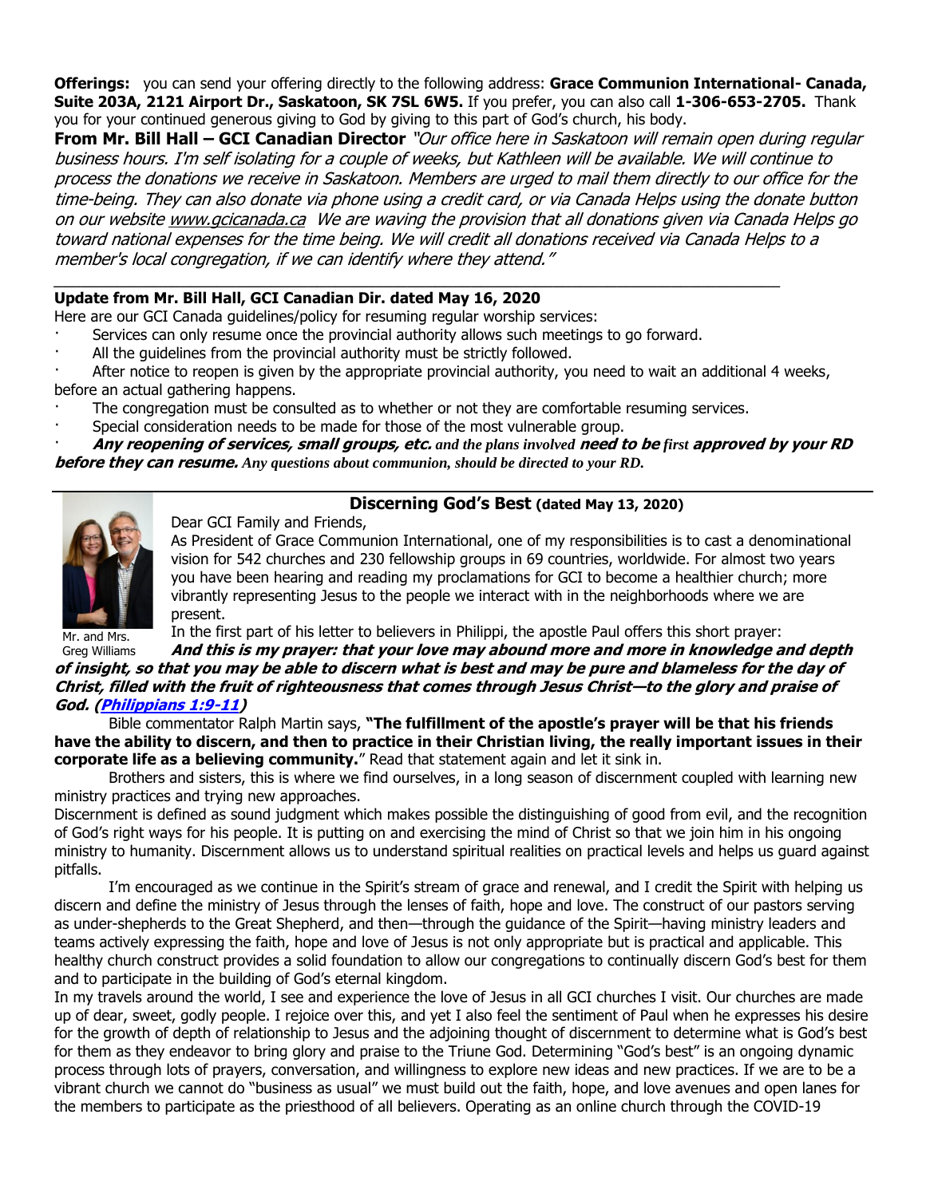**Offerings:** you can send your offering directly to the following address: **Grace Communion International- Canada, Suite 203A, 2121 Airport Dr., Saskatoon, SK 7SL 6W5.** If you prefer, you can also call **1-306-653-2705.** Thank you for your continued generous giving to God by giving to this part of God's church, his body.

**From Mr. Bill Hall – GCI Canadian Director** *"Our office here in Saskatoon will remain open during regular business hours. I'm self isolating for a couple of weeks, but Kathleen will be available. We will continue to process the donations we receive in Saskatoon. Members are urged to mail them directly to our office for the time-being. They can also donate via phone using a credit card, or via Canada Helps using the donate button on our website www.gcicanada.ca We are waving the provision that all donations given via Canada Helps go toward national expenses for the time being. We will credit all donations received via Canada Helps to a member's local congregation, if we can identify where they attend."*

---

**Update from Mr. Bill Hall, GCI Canadian Dir. dated May 16, 2020**

Here are our GCI Canada guidelines/policy for resuming regular worship services:

- Services can only resume once the provincial authority allows such meetings to go forward.
- All the guidelines from the provincial authority must be strictly followed.
- After notice to reopen is given by the appropriate provincial authority, you need to wait an additional 4 weeks, before an actual gathering happens.
- The congregation must be consulted as to whether or not they are comfortable resuming services.
- Special consideration needs to be made for those of the most vulnerable group.
- ***Any reopening of services, small groups, etc.*** ***and the plans involved*** ***need to be*** ***first*** ***approved by your RD before they can resume.*** ***Any questions about communion, should be directed to your RD.***

---

## Discerning God's Best (dated May 13, 2020)

Mr. and Mrs. Greg Williams

Dear GCI Family and Friends,

As President of Grace Communion International, one of my responsibilities is to cast a denominational vision for 542 churches and 230 fellowship groups in 69 countries, worldwide. For almost two years you have been hearing and reading my proclamations for GCI to become a healthier church; more vibrantly representing Jesus to the people we interact with in the neighborhoods where we are present.

In the first part of his letter to believers in Philippi, the apostle Paul offers this short prayer:

***And this is my prayer: that your love may abound more and more in knowledge and depth of insight, so that you may be able to discern what is best and may be pure and blameless for the day of Christ, filled with the fruit of righteousness that comes through Jesus Christ—to the glory and praise of God. (Philippians 1:9-11)***

Bible commentator Ralph Martin says, **"The fulfillment of the apostle's prayer will be that his friends have the ability to discern, and then to practice in their Christian living, the really important issues in their corporate life as a believing community.**" Read that statement again and let it sink in.

Brothers and sisters, this is where we find ourselves, in a long season of discernment coupled with learning new ministry practices and trying new approaches.

Discernment is defined as sound judgment which makes possible the distinguishing of good from evil, and the recognition of God's right ways for his people. It is putting on and exercising the mind of Christ so that we join him in his ongoing ministry to humanity. Discernment allows us to understand spiritual realities on practical levels and helps us guard against pitfalls.

I'm encouraged as we continue in the Spirit's stream of grace and renewal, and I credit the Spirit with helping us discern and define the ministry of Jesus through the lenses of faith, hope and love. The construct of our pastors serving as under-shepherds to the Great Shepherd, and then—through the guidance of the Spirit—having ministry leaders and teams actively expressing the faith, hope and love of Jesus is not only appropriate but is practical and applicable. This healthy church construct provides a solid foundation to allow our congregations to continually discern God's best for them and to participate in the building of God's eternal kingdom.

In my travels around the world, I see and experience the love of Jesus in all GCI churches I visit. Our churches are made up of dear, sweet, godly people. I rejoice over this, and yet I also feel the sentiment of Paul when he expresses his desire for the growth of depth of relationship to Jesus and the adjoining thought of discernment to determine what is God's best for them as they endeavor to bring glory and praise to the Triune God. Determining "God's best" is an ongoing dynamic process through lots of prayers, conversation, and willingness to explore new ideas and new practices. If we are to be a vibrant church we cannot do "business as usual" we must build out the faith, hope, and love avenues and open lanes for the members to participate as the priesthood of all believers. Operating as an online church through the COVID-19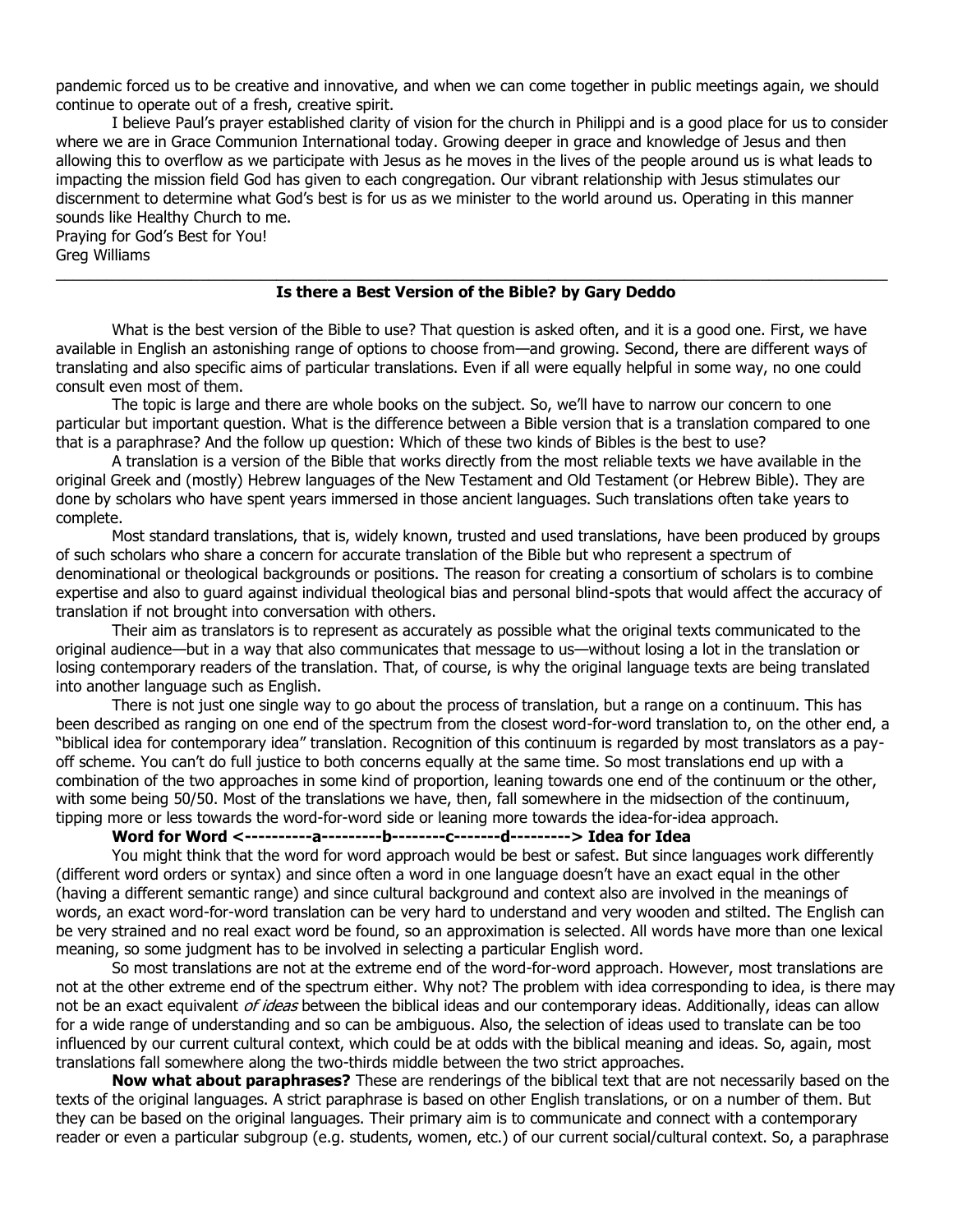pandemic forced us to be creative and innovative, and when we can come together in public meetings again, we should continue to operate out of a fresh, creative spirit.

I believe Paul's prayer established clarity of vision for the church in Philippi and is a good place for us to consider where we are in Grace Communion International today. Growing deeper in grace and knowledge of Jesus and then allowing this to overflow as we participate with Jesus as he moves in the lives of the people around us is what leads to impacting the mission field God has given to each congregation. Our vibrant relationship with Jesus stimulates our discernment to determine what God's best is for us as we minister to the world around us. Operating in this manner sounds like Healthy Church to me.

Praying for God's Best for You!
Greg Williams

---

## Is there a Best Version of the Bible? by Gary Deddo

What is the best version of the Bible to use? That question is asked often, and it is a good one. First, we have available in English an astonishing range of options to choose from—and growing. Second, there are different ways of translating and also specific aims of particular translations. Even if all were equally helpful in some way, no one could consult even most of them.

The topic is large and there are whole books on the subject. So, we'll have to narrow our concern to one particular but important question. What is the difference between a Bible version that is a translation compared to one that is a paraphrase? And the follow up question: Which of these two kinds of Bibles is the best to use?

A translation is a version of the Bible that works directly from the most reliable texts we have available in the original Greek and (mostly) Hebrew languages of the New Testament and Old Testament (or Hebrew Bible). They are done by scholars who have spent years immersed in those ancient languages. Such translations often take years to complete.

Most standard translations, that is, widely known, trusted and used translations, have been produced by groups of such scholars who share a concern for accurate translation of the Bible but who represent a spectrum of denominational or theological backgrounds or positions. The reason for creating a consortium of scholars is to combine expertise and also to guard against individual theological bias and personal blind-spots that would affect the accuracy of translation if not brought into conversation with others.

Their aim as translators is to represent as accurately as possible what the original texts communicated to the original audience—but in a way that also communicates that message to us—without losing a lot in the translation or losing contemporary readers of the translation. That, of course, is why the original language texts are being translated into another language such as English.

There is not just one single way to go about the process of translation, but a range on a continuum. This has been described as ranging on one end of the spectrum from the closest word-for-word translation to, on the other end, a "biblical idea for contemporary idea" translation. Recognition of this continuum is regarded by most translators as a pay-off scheme. You can't do full justice to both concerns equally at the same time. So most translations end up with a combination of the two approaches in some kind of proportion, leaning towards one end of the continuum or the other, with some being 50/50. Most of the translations we have, then, fall somewhere in the midsection of the continuum, tipping more or less towards the word-for-word side or leaning more towards the idea-for-idea approach.

**Word for Word <----------a---------b--------c-------d---------> Idea for Idea**

You might think that the word for word approach would be best or safest. But since languages work differently (different word orders or syntax) and since often a word in one language doesn't have an exact equal in the other (having a different semantic range) and since cultural background and context also are involved in the meanings of words, an exact word-for-word translation can be very hard to understand and very wooden and stilted. The English can be very strained and no real exact word be found, so an approximation is selected. All words have more than one lexical meaning, so some judgment has to be involved in selecting a particular English word.

So most translations are not at the extreme end of the word-for-word approach. However, most translations are not at the other extreme end of the spectrum either. Why not? The problem with idea corresponding to idea, is there may not be an exact equivalent *of ideas* between the biblical ideas and our contemporary ideas. Additionally, ideas can allow for a wide range of understanding and so can be ambiguous. Also, the selection of ideas used to translate can be too influenced by our current cultural context, which could be at odds with the biblical meaning and ideas. So, again, most translations fall somewhere along the two-thirds middle between the two strict approaches.

**Now what about paraphrases?** These are renderings of the biblical text that are not necessarily based on the texts of the original languages. A strict paraphrase is based on other English translations, or on a number of them. But they can be based on the original languages. Their primary aim is to communicate and connect with a contemporary reader or even a particular subgroup (e.g. students, women, etc.) of our current social/cultural context. So, a paraphrase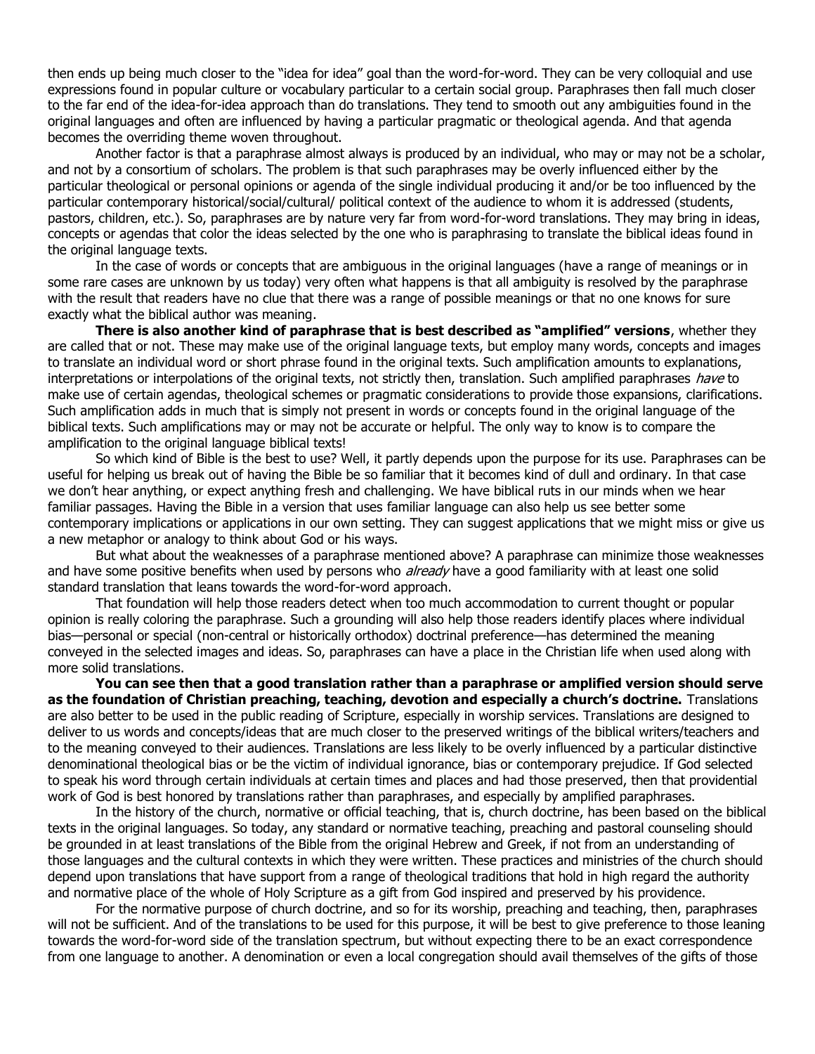then ends up being much closer to the "idea for idea" goal than the word-for-word. They can be very colloquial and use expressions found in popular culture or vocabulary particular to a certain social group. Paraphrases then fall much closer to the far end of the idea-for-idea approach than do translations. They tend to smooth out any ambiguities found in the original languages and often are influenced by having a particular pragmatic or theological agenda. And that agenda becomes the overriding theme woven throughout.

Another factor is that a paraphrase almost always is produced by an individual, who may or may not be a scholar, and not by a consortium of scholars. The problem is that such paraphrases may be overly influenced either by the particular theological or personal opinions or agenda of the single individual producing it and/or be too influenced by the particular contemporary historical/social/cultural/ political context of the audience to whom it is addressed (students, pastors, children, etc.). So, paraphrases are by nature very far from word-for-word translations. They may bring in ideas, concepts or agendas that color the ideas selected by the one who is paraphrasing to translate the biblical ideas found in the original language texts.

In the case of words or concepts that are ambiguous in the original languages (have a range of meanings or in some rare cases are unknown by us today) very often what happens is that all ambiguity is resolved by the paraphrase with the result that readers have no clue that there was a range of possible meanings or that no one knows for sure exactly what the biblical author was meaning.

**There is also another kind of paraphrase that is best described as "amplified" versions**, whether they are called that or not. These may make use of the original language texts, but employ many words, concepts and images to translate an individual word or short phrase found in the original texts. Such amplification amounts to explanations, interpretations or interpolations of the original texts, not strictly then, translation. Such amplified paraphrases *have* to make use of certain agendas, theological schemes or pragmatic considerations to provide those expansions, clarifications. Such amplification adds in much that is simply not present in words or concepts found in the original language of the biblical texts. Such amplifications may or may not be accurate or helpful. The only way to know is to compare the amplification to the original language biblical texts!

So which kind of Bible is the best to use? Well, it partly depends upon the purpose for its use. Paraphrases can be useful for helping us break out of having the Bible be so familiar that it becomes kind of dull and ordinary. In that case we don't hear anything, or expect anything fresh and challenging. We have biblical ruts in our minds when we hear familiar passages. Having the Bible in a version that uses familiar language can also help us see better some contemporary implications or applications in our own setting. They can suggest applications that we might miss or give us a new metaphor or analogy to think about God or his ways.

But what about the weaknesses of a paraphrase mentioned above? A paraphrase can minimize those weaknesses and have some positive benefits when used by persons who *already* have a good familiarity with at least one solid standard translation that leans towards the word-for-word approach.

That foundation will help those readers detect when too much accommodation to current thought or popular opinion is really coloring the paraphrase. Such a grounding will also help those readers identify places where individual bias—personal or special (non-central or historically orthodox) doctrinal preference—has determined the meaning conveyed in the selected images and ideas. So, paraphrases can have a place in the Christian life when used along with more solid translations.

**You can see then that a good translation rather than a paraphrase or amplified version should serve as the foundation of Christian preaching, teaching, devotion and especially a church's doctrine.** Translations are also better to be used in the public reading of Scripture, especially in worship services. Translations are designed to deliver to us words and concepts/ideas that are much closer to the preserved writings of the biblical writers/teachers and to the meaning conveyed to their audiences. Translations are less likely to be overly influenced by a particular distinctive denominational theological bias or be the victim of individual ignorance, bias or contemporary prejudice. If God selected to speak his word through certain individuals at certain times and places and had those preserved, then that providential work of God is best honored by translations rather than paraphrases, and especially by amplified paraphrases.

In the history of the church, normative or official teaching, that is, church doctrine, has been based on the biblical texts in the original languages. So today, any standard or normative teaching, preaching and pastoral counseling should be grounded in at least translations of the Bible from the original Hebrew and Greek, if not from an understanding of those languages and the cultural contexts in which they were written. These practices and ministries of the church should depend upon translations that have support from a range of theological traditions that hold in high regard the authority and normative place of the whole of Holy Scripture as a gift from God inspired and preserved by his providence.

For the normative purpose of church doctrine, and so for its worship, preaching and teaching, then, paraphrases will not be sufficient. And of the translations to be used for this purpose, it will be best to give preference to those leaning towards the word-for-word side of the translation spectrum, but without expecting there to be an exact correspondence from one language to another. A denomination or even a local congregation should avail themselves of the gifts of those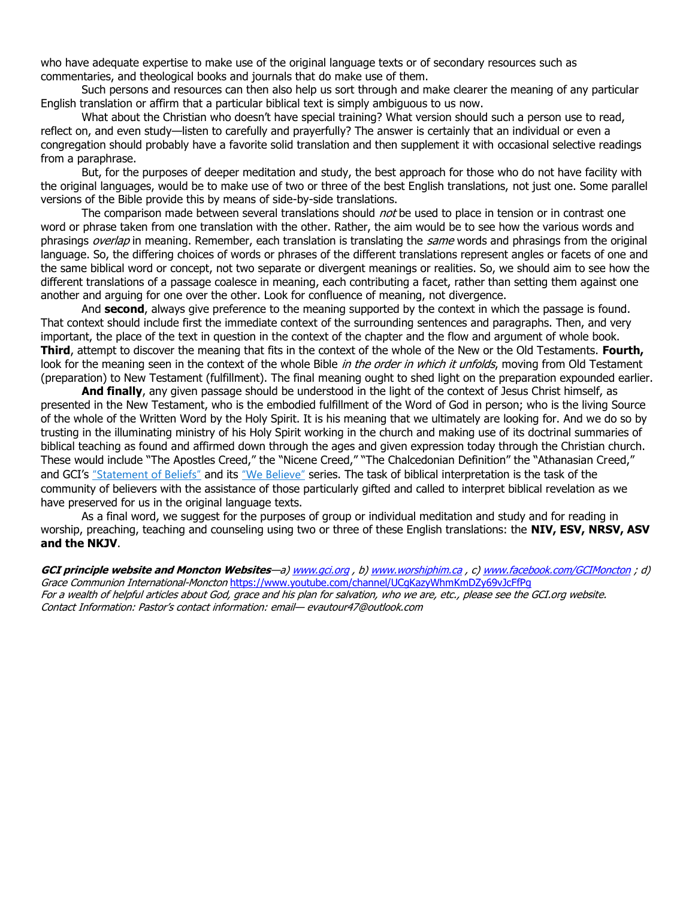who have adequate expertise to make use of the original language texts or of secondary resources such as commentaries, and theological books and journals that do make use of them.

Such persons and resources can then also help us sort through and make clearer the meaning of any particular English translation or affirm that a particular biblical text is simply ambiguous to us now.

What about the Christian who doesn't have special training? What version should such a person use to read, reflect on, and even study—listen to carefully and prayerfully? The answer is certainly that an individual or even a congregation should probably have a favorite solid translation and then supplement it with occasional selective readings from a paraphrase.

But, for the purposes of deeper meditation and study, the best approach for those who do not have facility with the original languages, would be to make use of two or three of the best English translations, not just one. Some parallel versions of the Bible provide this by means of side-by-side translations.

The comparison made between several translations should *not* be used to place in tension or in contrast one word or phrase taken from one translation with the other. Rather, the aim would be to see how the various words and phrasings *overlap* in meaning. Remember, each translation is translating the *same* words and phrasings from the original language. So, the differing choices of words or phrases of the different translations represent angles or facets of one and the same biblical word or concept, not two separate or divergent meanings or realities. So, we should aim to see how the different translations of a passage coalesce in meaning, each contributing a facet, rather than setting them against one another and arguing for one over the other. Look for confluence of meaning, not divergence.

And **second**, always give preference to the meaning supported by the context in which the passage is found. That context should include first the immediate context of the surrounding sentences and paragraphs. Then, and very important, the place of the text in question in the context of the chapter and the flow and argument of whole book. **Third**, attempt to discover the meaning that fits in the context of the whole of the New or the Old Testaments. **Fourth,** look for the meaning seen in the context of the whole Bible *in the order in which it unfolds*, moving from Old Testament (preparation) to New Testament (fulfillment). The final meaning ought to shed light on the preparation expounded earlier.

**And finally**, any given passage should be understood in the light of the context of Jesus Christ himself, as presented in the New Testament, who is the embodied fulfillment of the Word of God in person; who is the living Source of the whole of the Written Word by the Holy Spirit. It is his meaning that we ultimately are looking for. And we do so by trusting in the illuminating ministry of his Holy Spirit working in the church and making use of its doctrinal summaries of biblical teaching as found and affirmed down through the ages and given expression today through the Christian church. These would include "The Apostles Creed," the "Nicene Creed," "The Chalcedonian Definition" the "Athanasian Creed," and GCI's "Statement of Beliefs" and its "We Believe" series. The task of biblical interpretation is the task of the community of believers with the assistance of those particularly gifted and called to interpret biblical revelation as we have preserved for us in the original language texts.

As a final word, we suggest for the purposes of group or individual meditation and study and for reading in worship, preaching, teaching and counseling using two or three of these English translations: the **NIV, ESV, NRSV, ASV and the NKJV**.

***GCI principle website and Moncton Websites****—a) www.gci.org , b) www.worshiphim.ca , c) www.facebook.com/GCIMoncton ; d) Grace Communion International-Moncton* https://www.youtube.com/channel/UCgKazyWhmKmDZy69vJcFfPg
*For a wealth of helpful articles about God, grace and his plan for salvation, who we are, etc., please see the GCI.org website.*
*Contact Information: Pastor's contact information: email— evautour47@outlook.com*